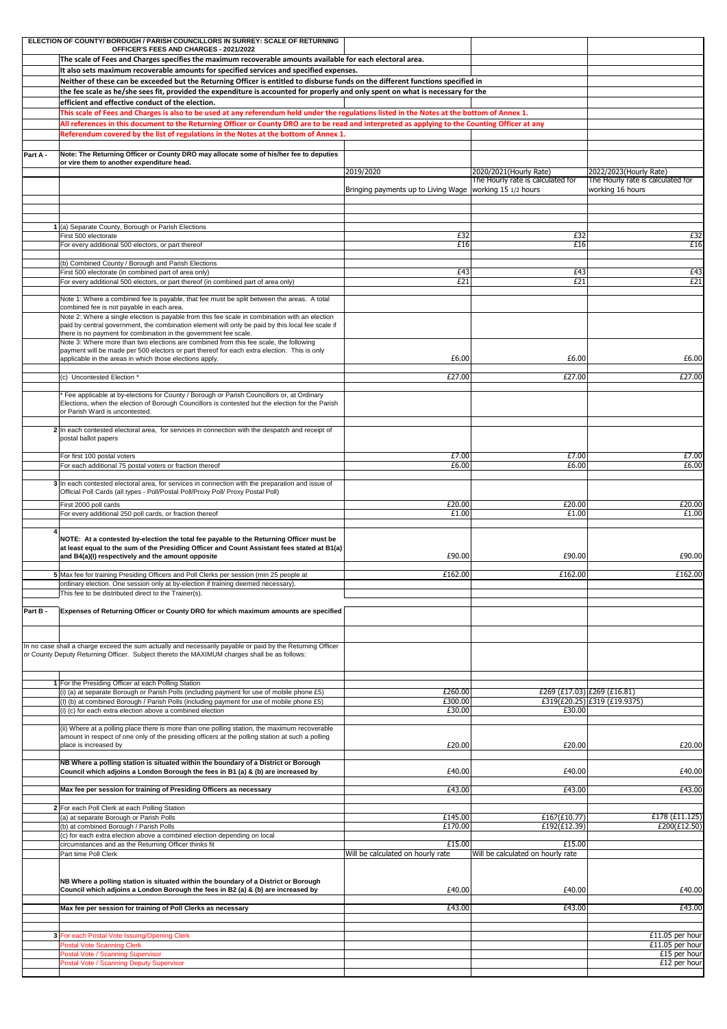| | ELECTION OF COUNTY/ BOROUGH / PARISH COUNCILLORS IN SURREY: SCALE OF RETURNING OFFICER'S FEES AND CHARGES - 2021/2022 | | | |
|---|---|---|---|---|
| | **The scale of Fees and Charges specifies the maximum recoverable amounts available for each electoral area.** | | | |
| | **It also sets maximum recoverable amounts for specified services and specified expenses.** | | | |
| | **Neither of these can be exceeded but the Returning Officer is entitled to disburse funds on the different functions specified in** | | | |
| | **the fee scale as he/she sees fit, provided the expenditure is accounted for properly and only spent on what is necessary for the** | | | |
| | **efficient and effective conduct of the election.** | | | |
| | **This scale of Fees and Charges is also to be used at any referendum held under the regulations listed in the Notes at the bottom of Annex 1.** | | | |
| | **All references in this document to the Returning Officer or County DRO are to be read and interpreted as applying to the Counting Officer at any** | | | |
| | **Referendum covered by the list of regulations in the Notes at the bottom of Annex 1.** | | | |
| | | | | |
| **Part A -** | **Note: The Returning Officer or County DRO may allocate some of his/her fee to deputies or vire them to another expenditure head.** | | | |
| | | 2019/2020 | 2020/2021(Hourly Rate) | 2022/2023(Hourly Rate) |
| | | Bringing payments up to Living Wage | The Hourly rate is calculated for working 15 1/2 hours | The Hourly rate is calculated for working 16 hours |
| | | | | |
| 1 | (a) Separate County, Borough or Parish Elections | | | |
| | First 500 electorate | £32 | £32 | £32 |
| | For every additional 500 electors, or part thereof | £16 | £16 | £16 |
| | | | | |
| | (b) Combined County / Borough and Parish Elections | | | |
| | First 500 electorate (in combined part of area only) | £43 | £43 | £43 |
| | For every additional 500 electors, or part thereof (in combined part of area only) | £21 | £21 | £21 |
| | | | | |
| | Note 1: Where a combined fee is payable, that fee must be split between the areas. A total combined fee is not payable in each area. | | | |
| | Note 2: Where a single election is payable from this fee scale in combination with an election paid by central government, the combination element will only be paid by this local fee scale if there is no payment for combination in the government fee scale. | | | |
| | Note 3: Where more than two elections are combined from this fee scale, the following payment will be made per 500 electors or part thereof for each extra election. This is only applicable in the areas in which those elections apply. | £6.00 | £6.00 | £6.00 |
| | | | | |
| | (c) Uncontested Election * | £27.00 | £27.00 | £27.00 |
| | | | | |
| | * Fee applicable at by-elections for County / Borough or Parish Councillors or, at Ordinary Elections, when the election of Borough Councillors is contested but the election for the Parish or Parish Ward is uncontested. | | | |
| | | | | |
| 2 | In each contested electoral area, for services in connection with the despatch and receipt of postal ballot papers | | | |
| | For first 100 postal voters | £7.00 | £7.00 | £7.00 |
| | For each additional 75 postal voters or fraction thereof | £6.00 | £6.00 | £6.00 |
| | | | | |
| 3 | In each contested electoral area, for services in connection with the preparation and issue of Official Poll Cards (all types - Poll/Postal Poll/Proxy Poll/ Proxy Postal Poll) | | | |
| | First 2000 poll cards | £20.00 | £20.00 | £20.00 |
| | For every additional 250 poll cards, or fraction thereof | £1.00 | £1.00 | £1.00 |
| | | | | |
| 4 | **NOTE: At a contested by-election the total fee payable to the Returning Officer must be at least equal to the sum of the Presiding Officer and Count Assistant fees stated at B1(a) and B4(a)(I) respectively and the amount opposite** | £90.00 | £90.00 | £90.00 |
| | | | | |
| 5 | Max fee for training Presiding Officers and Poll Clerks per session (min 25 people at ordinary election. One session only at by-election if training deemed necessary). | £162.00 | £162.00 | £162.00 |
| | This fee to be distributed direct to the Trainer(s). | | | |
| | | | | |
| **Part B -** | **Expenses of Returning Officer or County DRO for which maximum amounts are specified** | | | |
| | | | | |
| | In no case shall a charge exceed the sum actually and necessarily payable or paid by the Returning Officer or County Deputy Returning Officer. Subject thereto the MAXIMUM charges shall be as follows: | | | |
| | | | | |
| 1 | For the Presiding Officer at each Polling Station | | | |
| | (i) (a) at separate Borough or Parish Polls (including payment for use of mobile phone £5) | £260.00 | £269 (£17.03) | £269 (£16.81) |
| | (i) (b) at combined Borough / Parish Polls (including payment for use of mobile phone £5) | £300.00 | £319(£20.25) | £319 (£19.9375) |
| | (i) (c) for each extra election above a combined election | £30.00 | £30.00 | |
| | | | | |
| | (ii) Where at a polling place there is more than one polling station, the maximum recoverable amount in respect of one only of the presiding officers at the polling station at such a polling place is increased by | £20.00 | £20.00 | £20.00 |
| | | | | |
| | **NB Where a polling station is situated within the boundary of a District or Borough Council which adjoins a London Borough the fees in B1 (a) & (b) are increased by** | £40.00 | £40.00 | £40.00 |
| | | | | |
| | **Max fee per session for training of Presiding Officers as necessary** | £43.00 | £43.00 | £43.00 |
| | | | | |
| 2 | For each Poll Clerk at each Polling Station | | | |
| | (a) at separate Borough or Parish Polls | £145.00 | £167(£10.77) | £178 (£11.125) |
| | (b) at combined Borough / Parish Polls | £170.00 | £192(£12.39) | £200(£12.50) |
| | (c) for each extra election above a combined election depending on local circumstances and as the Returning Officer thinks fit | £15.00 | £15.00 | |
| | Part time Poll Clerk | Will be calculated on hourly rate | Will be calculated on hourly rate | |
| | | | | |
| | **NB Where a polling station is situated within the boundary of a District or Borough Council which adjoins a London Borough the fees in B2 (a) & (b) are increased by** | £40.00 | £40.00 | £40.00 |
| | | | | |
| | **Max fee per session for training of Poll Clerks as necessary** | £43.00 | £43.00 | £43.00 |
| | | | | |
| 3 | For each Postal Vote Issuing/Opening Clerk | | | £11.05 per hour |
| | Postal Vote Scanning Clerk | | | £11.05 per hour |
| | Postal Vote / Scanning Supervisor | | | £15 per hour |
| | Postal Vote / Scanning Deputy Supervisor | | | £12 per hour |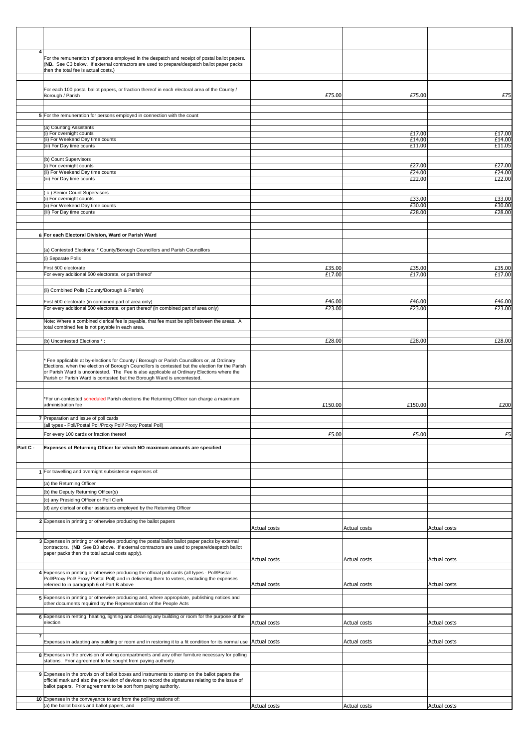| | | | | |
|---|---|---|---|---|
| | | | | |
| 4 | For the remuneration of persons employed in the despatch and receipt of postal ballot papers. (**NB.** See C3 below. If external contractors are used to prepare/despatch ballot paper packs then the total fee is actual costs.) | | | |
| | For each 100 postal ballot papers, or fraction thereof in each electoral area of the County / Borough / Parish | £75.00 | £75.00 | £75 |
| 5 | For the remuneration for persons employed in connection with the count | | | |
| | (a) Counting Assistants | | | |
| | (i) For overnight counts | | £17.00 | £17.00 |
| | (ii) For Weekend Day time counts | | £14.00 | £14.00 |
| | (iii) For Day time counts | | £11.00 | £11.05 |
| | (b) Count Supervisors | | | |
| | (i) For overnight counts | | £27.00 | £27.00 |
| | (ii) For Weekend Day time counts | | £24.00 | £24.00 |
| | (iii) For Day time counts | | £22.00 | £22.00 |
| | ( c ) Senior Count Supervisors | | | |
| | (i) For overnight counts | | £33.00 | £33.00 |
| | (ii) For Weekend Day time counts | | £30.00 | £30.00 |
| | (iii) For Day time counts | | £28.00 | £28.00 |
| 6 | **For each Electoral Division, Ward or Parish Ward** | | | |
| | (a) Contested Elections: * County/Borough Councillors and Parish Councillors | | | |
| | (i) Separate Polls | | | |
| | First 500 electorate | £35.00 | £35.00 | £35.00 |
| | For every additional 500 electorate, or part thereof | £17.00 | £17.00 | £17.00 |
| | (ii) Combined Polls (County/Borough & Parish) | | | |
| | First 500 electorate (in combined part of area only) | £46.00 | £46.00 | £46.00 |
| | For every additional 500 electorate, or part thereof (in combined part of area only) | £23.00 | £23.00 | £23.00 |
| | Note: Where a combined clerical fee is payable, that fee must be split between the areas. A total combined fee is not payable in each area. | | | |
| | (b) Uncontested Elections * : | £28.00 | £28.00 | £28.00 |
| | * Fee applicable at by-elections for County / Borough or Parish Councillors or, at Ordinary Elections, when the election of Borough Councillors is contested but the election for the Parish or Parish Ward is uncontested. The Fee is also applicable at Ordinary Elections where the Parish or Parish Ward is contested but the Borough Ward is uncontested. | | | |
| | *For un-contested scheduled Parish elections the Returning Officer can charge a maximum administration fee | £150.00 | £150.00 | £200 |
| 7 | Preparation and issue of poll cards | | | |
| | (all types - Poll/Postal Poll/Proxy Poll/ Proxy Postal Poll) | | | |
| | For every 100 cards or fraction thereof | £5.00 | £5.00 | £5 |
| Part C - | **Expenses of Returning Officer for which NO maximum amounts are specified** | | | |
| 1 | For travelling and overnight subsistence expenses of: | | | |
| | (a) the Returning Officer | | | |
| | (b) the Deputy Returning Officer(s) | | | |
| | (c) any Presiding Officer or Poll Clerk | | | |
| | (d) any clerical or other assistants employed by the Returning Officer | | | |
| 2 | Expenses in printing or otherwise producing the ballot papers | Actual costs | Actual costs | Actual costs |
| 3 | Expenses in printing or otherwise producing the postal ballot ballot paper packs by external contractors. (**NB** See B3 above. If external contractors are used to prepare/despatch ballot paper packs then the total actual costs apply). | Actual costs | Actual costs | Actual costs |
| 4 | Expenses in printing or otherwise producing the official poll cards (all types - Poll/Postal Poll/Proxy Poll/ Proxy Postal Poll) and in delivering them to voters, excluding the expenses referred to in paragraph 6 of Part B above | Actual costs | Actual costs | Actual costs |
| 5 | Expenses in printing or otherwise producing and, where appropriate, publishing notices and other documents required by the Representation of the People Acts | | | |
| 6 | Expenses in renting, heating, lighting and cleaning any building or room for the purpose of the election | Actual costs | Actual costs | Actual costs |
| 7 | Expenses in adapting any building or room and in restoring it to a fit condition for its normal use | Actual costs | Actual costs | Actual costs |
| 8 | Expenses in the provision of voting compartments and any other furniture necessary for polling stations. Prior agreement to be sought from paying authority. | | | |
| 9 | Expenses in the provision of ballot boxes and instruments to stamp on the ballot papers the official mark and also the provision of devices to record the signatures relating to the issue of ballot papers. Prior agreement to be sort from paying authority. | | | |
| 10 | Expenses in the conveyance to and from the polling stations of: | | | |
| | (a) the ballot boxes and ballot papers, and | Actual costs | Actual costs | Actual costs |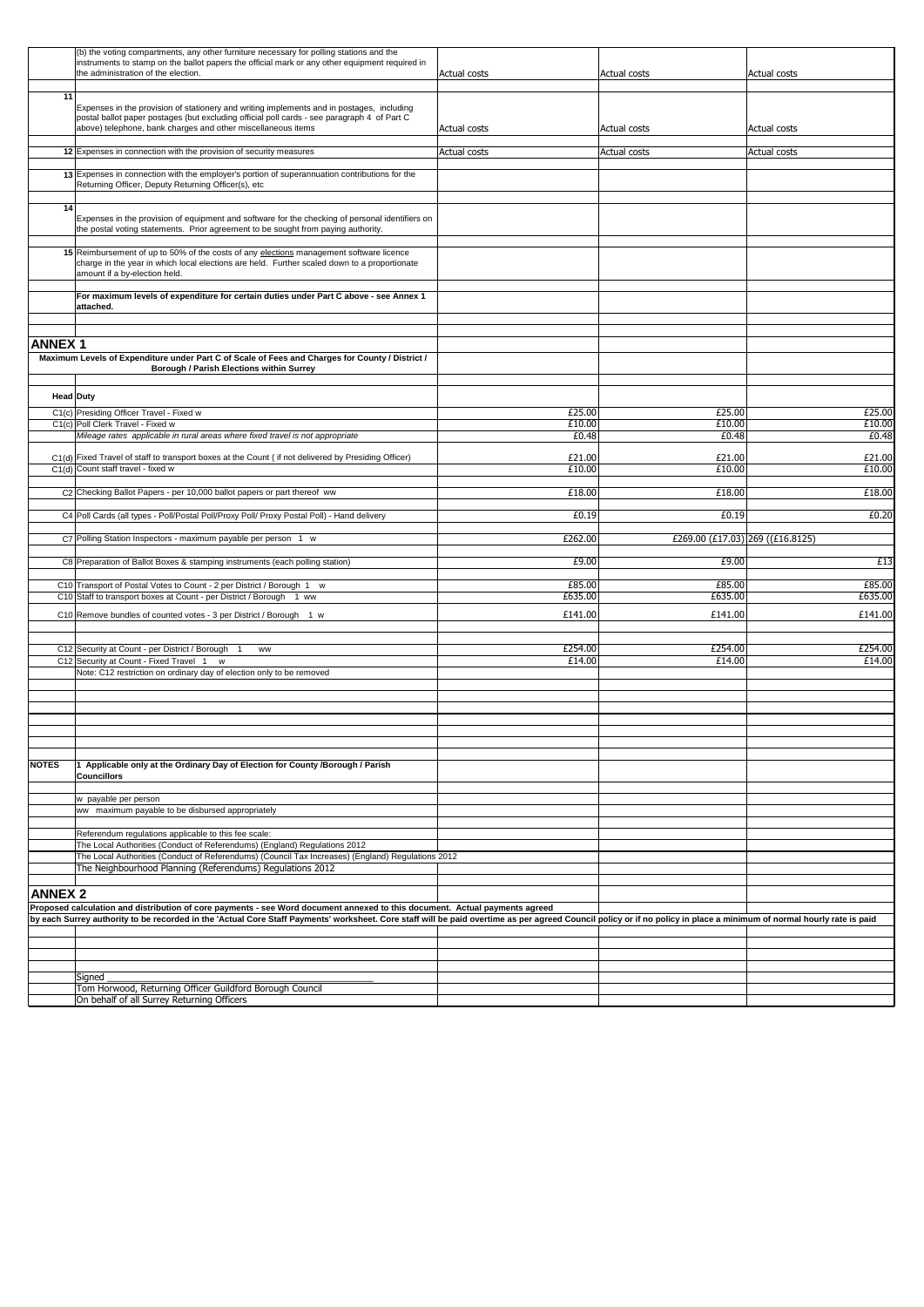| | | | | |
|---|---|---|---|---|
| | (b) the voting compartments, any other furniture necessary for polling stations and the instruments to stamp on the ballot papers the official mark or any other equipment required in the administration of the election. | Actual costs | Actual costs | Actual costs |
| 11 | Expenses in the provision of stationery and writing implements and in postages, including postal ballot paper postages (but excluding official poll cards - see paragraph 4 of Part C above) telephone, bank charges and other miscellaneous items | Actual costs | Actual costs | Actual costs |
| 12 | Expenses in connection with the provision of security measures | Actual costs | Actual costs | Actual costs |
| 13 | Expenses in connection with the employer's portion of superannuation contributions for the Returning Officer, Deputy Returning Officer(s), etc | | | |
| 14 | Expenses in the provision of equipment and software for the checking of personal identifiers on the postal voting statements. Prior agreement to be sought from paying authority. | | | |
| 15 | Reimbursement of up to 50% of the costs of any elections management software licence charge in the year in which local elections are held. Further scaled down to a proportionate amount if a by-election held. | | | |
| | **For maximum levels of expenditure for certain duties under Part C above - see Annex 1 attached.** | | | |

## ANNEX 1

**Maximum Levels of Expenditure under Part C of Scale of Fees and Charges for County / District / Borough / Parish Elections within Surrey**

| Head | Duty | | | |
|---|---|---|---|---|
| C1(c) | Presiding Officer Travel - Fixed w | £25.00 | £25.00 | £25.00 |
| C1(c) | Poll Clerk Travel - Fixed w | £10.00 | £10.00 | £10.00 |
| | *Mileage rates applicable in rural areas where fixed travel is not appropriate* | £0.48 | £0.48 | £0.48 |
| C1(d) | Fixed Travel of staff to transport boxes at the Count ( if not delivered by Presiding Officer) | £21.00 | £21.00 | £21.00 |
| C1(d) | Count staff travel - fixed w | £10.00 | £10.00 | £10.00 |
| C2 | Checking Ballot Papers - per 10,000 ballot papers or part thereof ww | £18.00 | £18.00 | £18.00 |
| C4 | Poll Cards (all types - Poll/Postal Poll/Proxy Poll/ Proxy Postal Poll) - Hand delivery | £0.19 | £0.19 | £0.20 |
| C7 | Polling Station Inspectors - maximum payable per person 1 w | £262.00 | £269.00 (£17.03) | 269 ((£16.8125) |
| C8 | Preparation of Ballot Boxes & stamping instruments (each polling station) | £9.00 | £9.00 | £13 |
| C10 | Transport of Postal Votes to Count - 2 per District / Borough 1 w | £85.00 | £85.00 | £85.00 |
| C10 | Staff to transport boxes at Count - per District / Borough 1 ww | £635.00 | £635.00 | £635.00 |
| C10 | Remove bundles of counted votes - 3 per District / Borough 1 w | £141.00 | £141.00 | £141.00 |
| C12 | Security at Count - per District / Borough 1 ww | £254.00 | £254.00 | £254.00 |
| C12 | Security at Count - Fixed Travel 1 w | £14.00 | £14.00 | £14.00 |
| | Note: C12 restriction on ordinary day of election only to be removed | | | |

**NOTES** **1 Applicable only at the Ordinary Day of Election for County /Borough / Parish Councillors**

w payable per person

ww maximum payable to be disbursed appropriately

Referendum regulations applicable to this fee scale:

The Local Authorities (Conduct of Referendums) (England) Regulations 2012

The Local Authorities (Conduct of Referendums) (Council Tax Increases) (England) Regulations 2012

The Neighbourhood Planning (Referendums) Regulations 2012

## ANNEX 2

**Proposed calculation and distribution of core payments - see Word document annexed to this document. Actual payments agreed by each Surrey authority to be recorded in the 'Actual Core Staff Payments' worksheet. Core staff will be paid overtime as per agreed Council policy or if no policy in place a minimum of normal hourly rate is paid**

Signed \_\_\_\_\_\_\_\_\_\_\_\_\_\_\_\_\_\_\_\_\_\_\_\_\_\_\_\_\_\_\_\_

Tom Horwood, Returning Officer Guildford Borough Council

On behalf of all Surrey Returning Officers